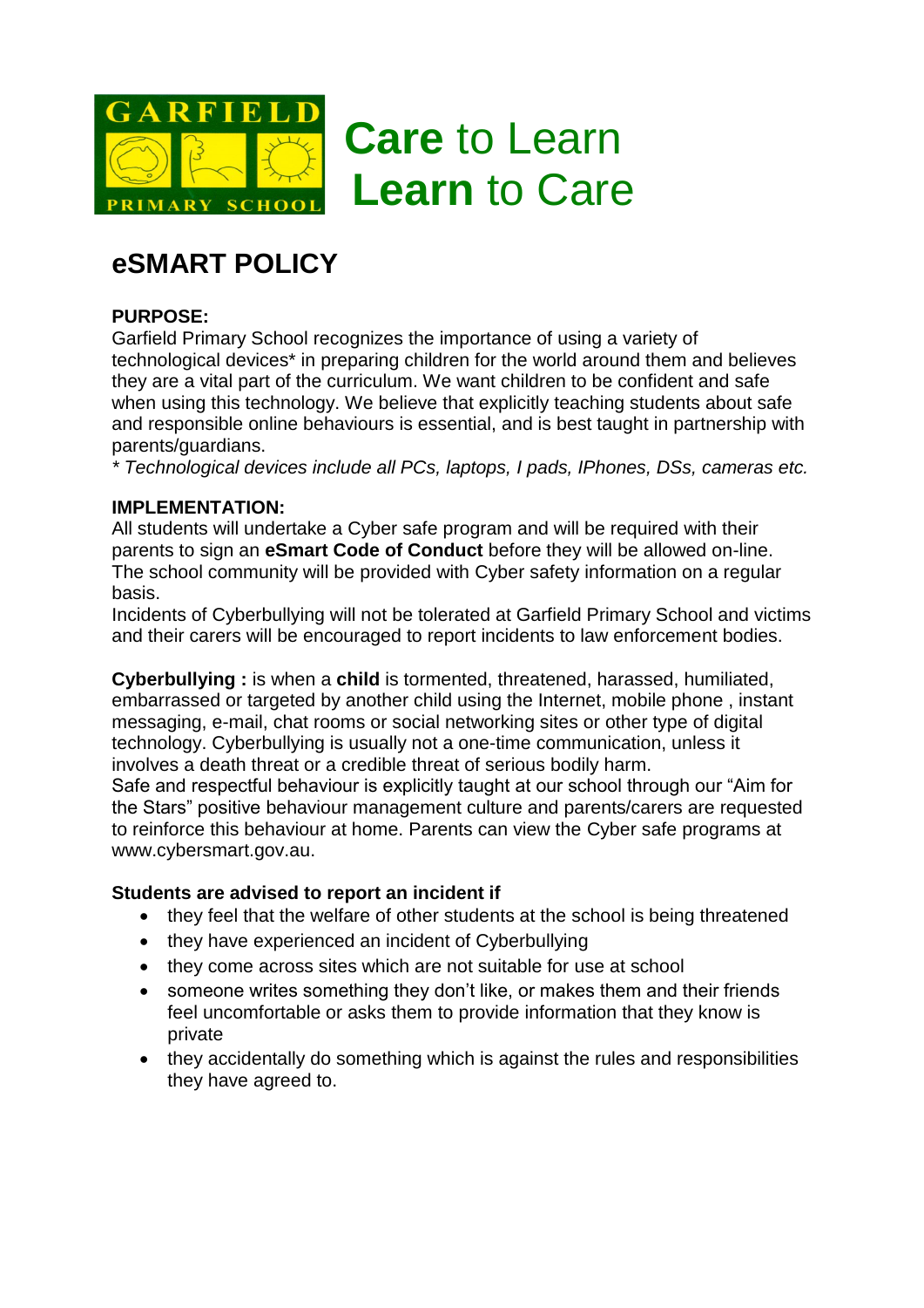GARFIELD PRIMARY SCHOOL

**Care** to Learn
**Learn** to Care

# eSMART POLICY

**PURPOSE:**
Garfield Primary School recognizes the importance of using a variety of technological devices* in preparing children for the world around them and believes they are a vital part of the curriculum. We want children to be confident and safe when using this technology. We believe that explicitly teaching students about safe and responsible online behaviours is essential, and is best taught in partnership with parents/guardians.
*\* Technological devices include all PCs, laptops, I pads, IPhones, DSs, cameras etc.*

**IMPLEMENTATION:**
All students will undertake a Cyber safe program and will be required with their parents to sign an **eSmart Code of Conduct** before they will be allowed on-line. The school community will be provided with Cyber safety information on a regular basis.
Incidents of Cyberbullying will not be tolerated at Garfield Primary School and victims and their carers will be encouraged to report incidents to law enforcement bodies.

**Cyberbullying :** is when a **child** is tormented, threatened, harassed, humiliated, embarrassed or targeted by another child using the Internet, mobile phone , instant messaging, e-mail, chat rooms or social networking sites or other type of digital technology. Cyberbullying is usually not a one-time communication, unless it involves a death threat or a credible threat of serious bodily harm.
Safe and respectful behaviour is explicitly taught at our school through our "Aim for the Stars" positive behaviour management culture and parents/carers are requested to reinforce this behaviour at home. Parents can view the Cyber safe programs at www.cybersmart.gov.au.

**Students are advised to report an incident if**

- they feel that the welfare of other students at the school is being threatened
- they have experienced an incident of Cyberbullying
- they come across sites which are not suitable for use at school
- someone writes something they don't like, or makes them and their friends feel uncomfortable or asks them to provide information that they know is private
- they accidentally do something which is against the rules and responsibilities they have agreed to.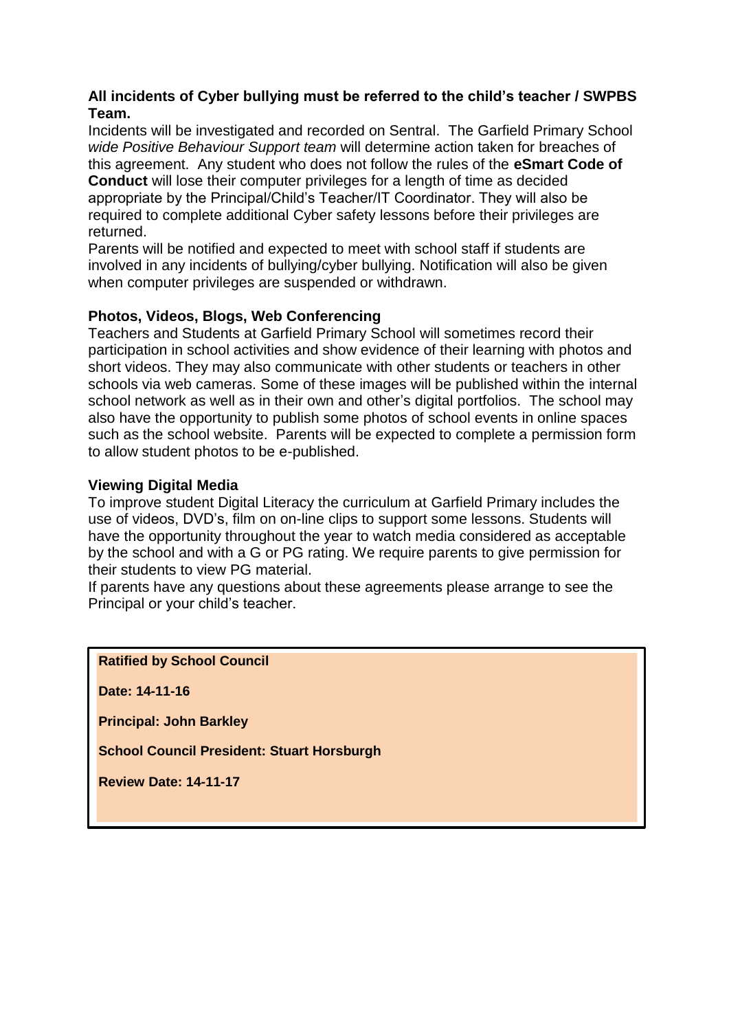**All incidents of Cyber bullying must be referred to the child's teacher / SWPBS Team.**

Incidents will be investigated and recorded on Sentral. The Garfield Primary School *wide Positive Behaviour Support team* will determine action taken for breaches of this agreement. Any student who does not follow the rules of the **eSmart Code of Conduct** will lose their computer privileges for a length of time as decided appropriate by the Principal/Child's Teacher/IT Coordinator. They will also be required to complete additional Cyber safety lessons before their privileges are returned.

Parents will be notified and expected to meet with school staff if students are involved in any incidents of bullying/cyber bullying. Notification will also be given when computer privileges are suspended or withdrawn.

**Photos, Videos, Blogs, Web Conferencing**

Teachers and Students at Garfield Primary School will sometimes record their participation in school activities and show evidence of their learning with photos and short videos. They may also communicate with other students or teachers in other schools via web cameras. Some of these images will be published within the internal school network as well as in their own and other's digital portfolios. The school may also have the opportunity to publish some photos of school events in online spaces such as the school website. Parents will be expected to complete a permission form to allow student photos to be e-published.

**Viewing Digital Media**

To improve student Digital Literacy the curriculum at Garfield Primary includes the use of videos, DVD's, film on on-line clips to support some lessons. Students will have the opportunity throughout the year to watch media considered as acceptable by the school and with a G or PG rating. We require parents to give permission for their students to view PG material.

If parents have any questions about these agreements please arrange to see the Principal or your child's teacher.

**Ratified by School Council**

**Date: 14-11-16**

**Principal: John Barkley**

**School Council President: Stuart Horsburgh**

**Review Date: 14-11-17**